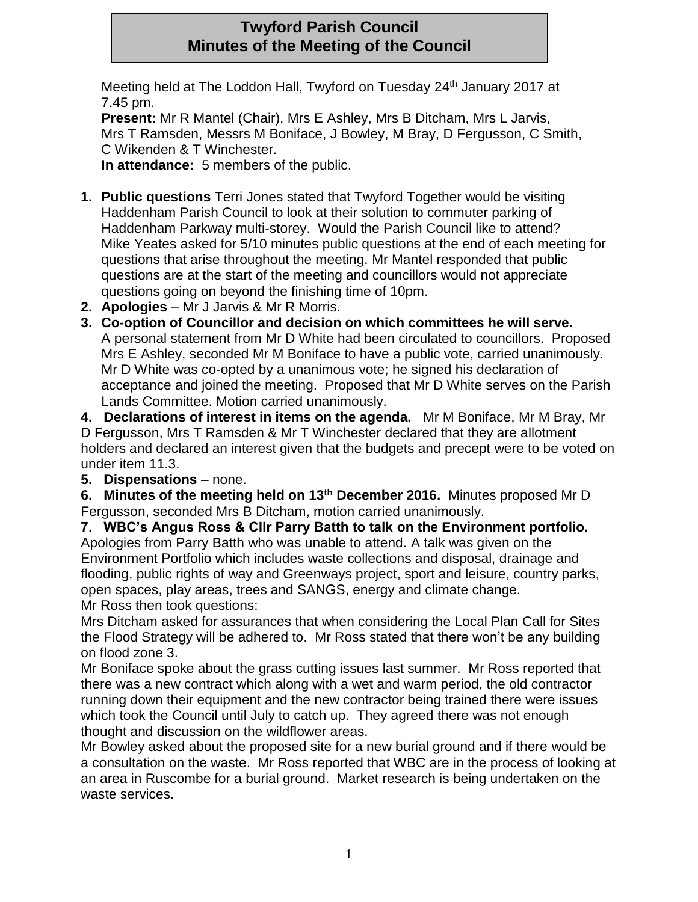# Twyford Parish Council
# Minutes of the Meeting of the Council

Meeting held at The Loddon Hall, Twyford on Tuesday 24th January 2017 at 7.45 pm.

**Present:** Mr R Mantel (Chair), Mrs E Ashley, Mrs B Ditcham, Mrs L Jarvis, Mrs T Ramsden, Messrs M Boniface, J Bowley, M Bray, D Fergusson, C Smith, C Wikenden & T Winchester.

**In attendance:** 5 members of the public.

1. **Public questions** Terri Jones stated that Twyford Together would be visiting Haddenham Parish Council to look at their solution to commuter parking of Haddenham Parkway multi-storey. Would the Parish Council like to attend? Mike Yeates asked for 5/10 minutes public questions at the end of each meeting for questions that arise throughout the meeting. Mr Mantel responded that public questions are at the start of the meeting and councillors would not appreciate questions going on beyond the finishing time of 10pm.
2. **Apologies** – Mr J Jarvis & Mr R Morris.
3. **Co-option of Councillor and decision on which committees he will serve.** A personal statement from Mr D White had been circulated to councillors. Proposed Mrs E Ashley, seconded Mr M Boniface to have a public vote, carried unanimously. Mr D White was co-opted by a unanimous vote; he signed his declaration of acceptance and joined the meeting. Proposed that Mr D White serves on the Parish Lands Committee. Motion carried unanimously.

**4. Declarations of interest in items on the agenda.** Mr M Boniface, Mr M Bray, Mr D Fergusson, Mrs T Ramsden & Mr T Winchester declared that they are allotment holders and declared an interest given that the budgets and precept were to be voted on under item 11.3.

**5. Dispensations** – none.

**6. Minutes of the meeting held on 13th December 2016.** Minutes proposed Mr D Fergusson, seconded Mrs B Ditcham, motion carried unanimously.

**7. WBC's Angus Ross & Cllr Parry Batth to talk on the Environment portfolio.** Apologies from Parry Batth who was unable to attend. A talk was given on the Environment Portfolio which includes waste collections and disposal, drainage and flooding, public rights of way and Greenways project, sport and leisure, country parks, open spaces, play areas, trees and SANGS, energy and climate change.

Mr Ross then took questions:

Mrs Ditcham asked for assurances that when considering the Local Plan Call for Sites the Flood Strategy will be adhered to. Mr Ross stated that there won't be any building on flood zone 3.

Mr Boniface spoke about the grass cutting issues last summer. Mr Ross reported that there was a new contract which along with a wet and warm period, the old contractor running down their equipment and the new contractor being trained there were issues which took the Council until July to catch up. They agreed there was not enough thought and discussion on the wildflower areas.

Mr Bowley asked about the proposed site for a new burial ground and if there would be a consultation on the waste. Mr Ross reported that WBC are in the process of looking at an area in Ruscombe for a burial ground. Market research is being undertaken on the waste services.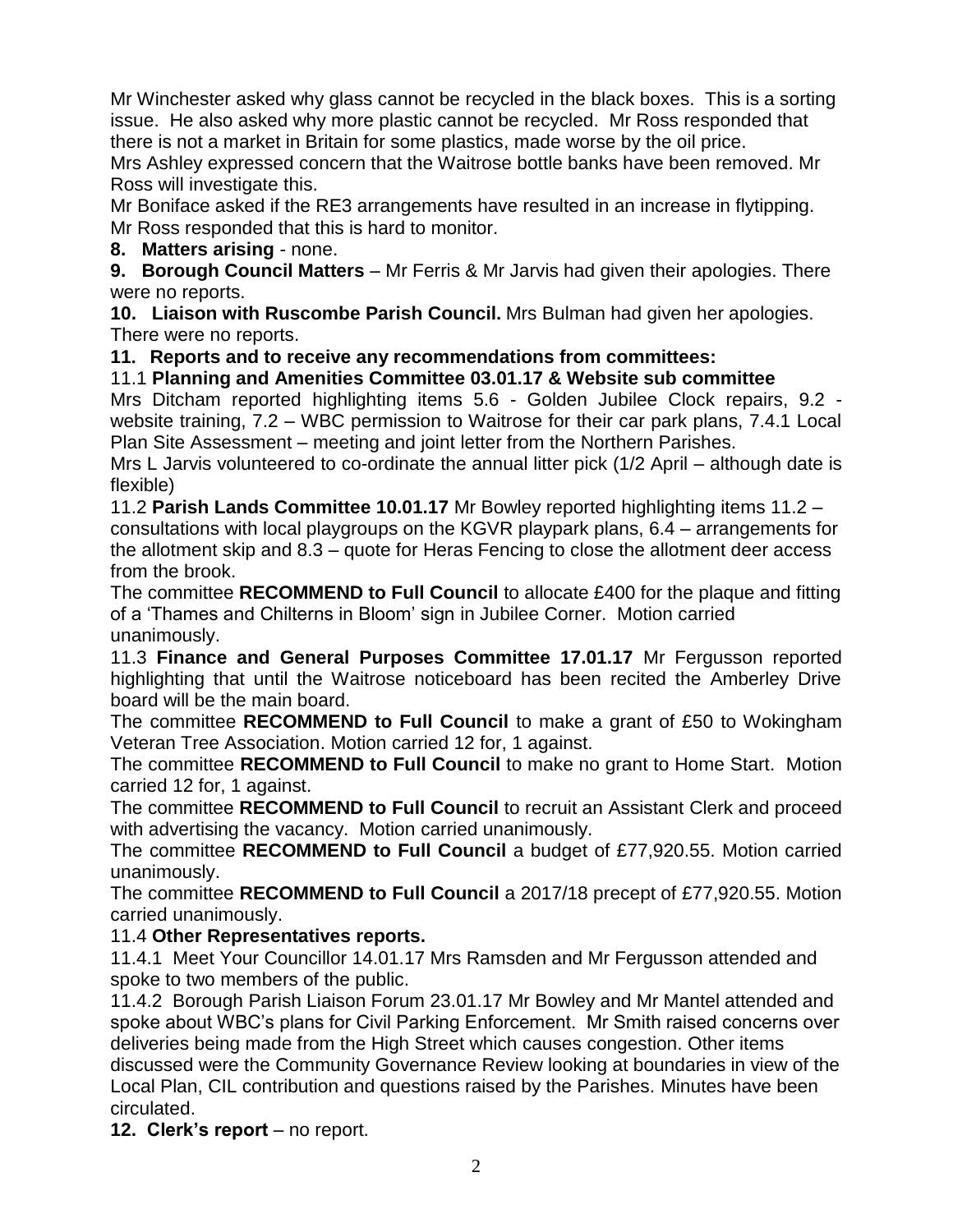Mr Winchester asked why glass cannot be recycled in the black boxes. This is a sorting issue. He also asked why more plastic cannot be recycled. Mr Ross responded that there is not a market in Britain for some plastics, made worse by the oil price.
Mrs Ashley expressed concern that the Waitrose bottle banks have been removed. Mr Ross will investigate this.
Mr Boniface asked if the RE3 arrangements have resulted in an increase in flytipping. Mr Ross responded that this is hard to monitor.

**8. Matters arising** - none.

**9. Borough Council Matters** – Mr Ferris & Mr Jarvis had given their apologies. There were no reports.

**10. Liaison with Ruscombe Parish Council.** Mrs Bulman had given her apologies. There were no reports.

**11. Reports and to receive any recommendations from committees:**

11.1 **Planning and Amenities Committee 03.01.17 & Website sub committee**
Mrs Ditcham reported highlighting items 5.6 - Golden Jubilee Clock repairs, 9.2 - website training, 7.2 – WBC permission to Waitrose for their car park plans, 7.4.1 Local Plan Site Assessment – meeting and joint letter from the Northern Parishes.
Mrs L Jarvis volunteered to co-ordinate the annual litter pick (1/2 April – although date is flexible)

11.2 **Parish Lands Committee 10.01.17** Mr Bowley reported highlighting items 11.2 – consultations with local playgroups on the KGVR playpark plans, 6.4 – arrangements for the allotment skip and 8.3 – quote for Heras Fencing to close the allotment deer access from the brook.
The committee **RECOMMEND to Full Council** to allocate £400 for the plaque and fitting of a 'Thames and Chilterns in Bloom' sign in Jubilee Corner. Motion carried unanimously.

11.3 **Finance and General Purposes Committee 17.01.17** Mr Fergusson reported highlighting that until the Waitrose noticeboard has been recited the Amberley Drive board will be the main board.
The committee **RECOMMEND to Full Council** to make a grant of £50 to Wokingham Veteran Tree Association. Motion carried 12 for, 1 against.
The committee **RECOMMEND to Full Council** to make no grant to Home Start. Motion carried 12 for, 1 against.
The committee **RECOMMEND to Full Council** to recruit an Assistant Clerk and proceed with advertising the vacancy. Motion carried unanimously.
The committee **RECOMMEND to Full Council** a budget of £77,920.55. Motion carried unanimously.
The committee **RECOMMEND to Full Council** a 2017/18 precept of £77,920.55. Motion carried unanimously.

11.4 **Other Representatives reports.**

11.4.1 Meet Your Councillor 14.01.17 Mrs Ramsden and Mr Fergusson attended and spoke to two members of the public.

11.4.2 Borough Parish Liaison Forum 23.01.17 Mr Bowley and Mr Mantel attended and spoke about WBC's plans for Civil Parking Enforcement. Mr Smith raised concerns over deliveries being made from the High Street which causes congestion. Other items discussed were the Community Governance Review looking at boundaries in view of the Local Plan, CIL contribution and questions raised by the Parishes. Minutes have been circulated.

**12. Clerk's report** – no report.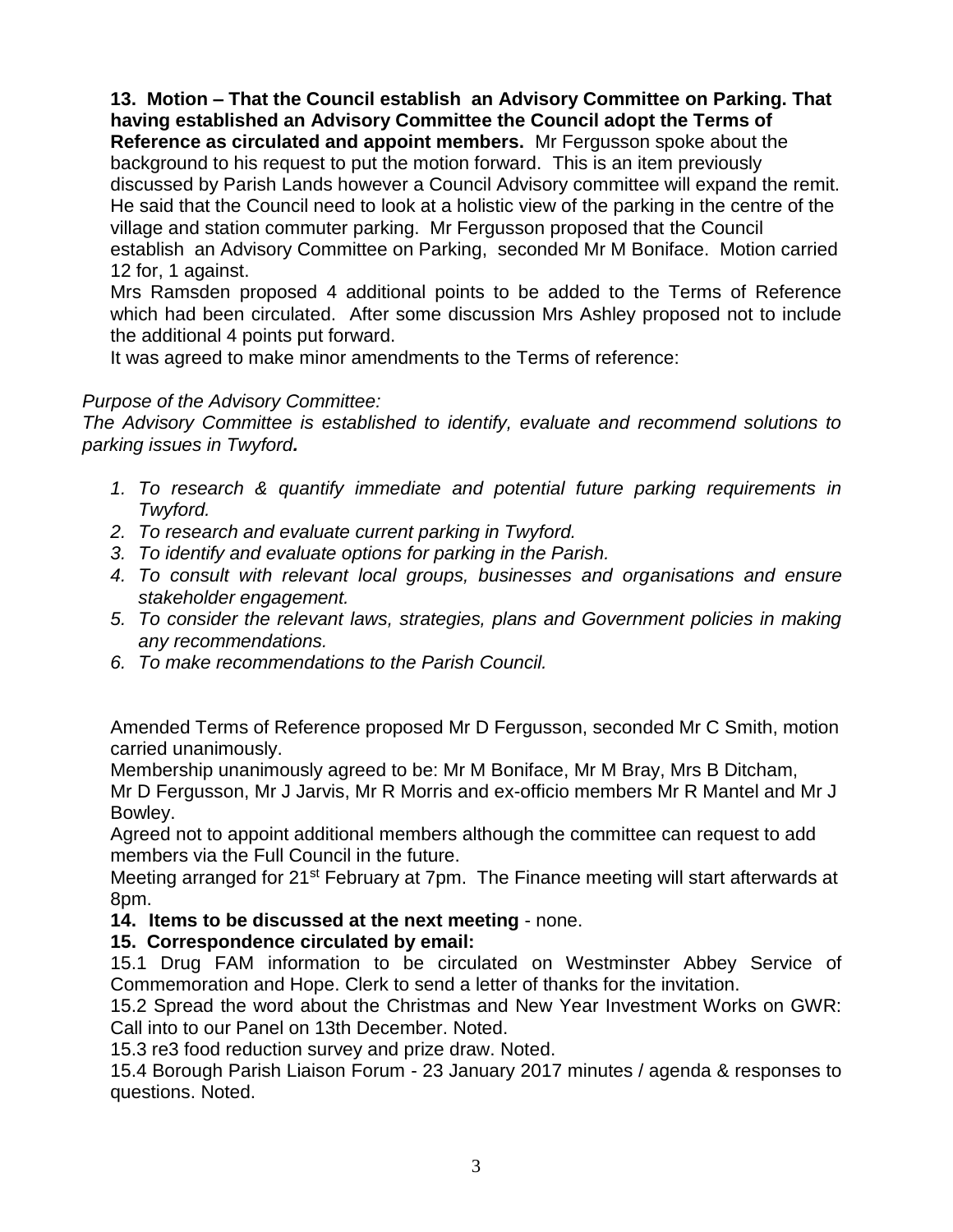**13. Motion – That the Council establish an Advisory Committee on Parking. That having established an Advisory Committee the Council adopt the Terms of Reference as circulated and appoint members.** Mr Fergusson spoke about the background to his request to put the motion forward. This is an item previously discussed by Parish Lands however a Council Advisory committee will expand the remit. He said that the Council need to look at a holistic view of the parking in the centre of the village and station commuter parking. Mr Fergusson proposed that the Council establish an Advisory Committee on Parking, seconded Mr M Boniface. Motion carried 12 for, 1 against.

Mrs Ramsden proposed 4 additional points to be added to the Terms of Reference which had been circulated. After some discussion Mrs Ashley proposed not to include the additional 4 points put forward.

It was agreed to make minor amendments to the Terms of reference:

*Purpose of the Advisory Committee:*

*The Advisory Committee is established to identify, evaluate and recommend solutions to parking issues in Twyford.*

1. *To research & quantify immediate and potential future parking requirements in Twyford.*
2. *To research and evaluate current parking in Twyford.*
3. *To identify and evaluate options for parking in the Parish.*
4. *To consult with relevant local groups, businesses and organisations and ensure stakeholder engagement.*
5. *To consider the relevant laws, strategies, plans and Government policies in making any recommendations.*
6. *To make recommendations to the Parish Council.*

Amended Terms of Reference proposed Mr D Fergusson, seconded Mr C Smith, motion carried unanimously.

Membership unanimously agreed to be: Mr M Boniface, Mr M Bray, Mrs B Ditcham, Mr D Fergusson, Mr J Jarvis, Mr R Morris and ex-officio members Mr R Mantel and Mr J Bowley.

Agreed not to appoint additional members although the committee can request to add members via the Full Council in the future.

Meeting arranged for 21st February at 7pm. The Finance meeting will start afterwards at 8pm.

**14. Items to be discussed at the next meeting** - none.

**15. Correspondence circulated by email:**

15.1 Drug FAM information to be circulated on Westminster Abbey Service of Commemoration and Hope. Clerk to send a letter of thanks for the invitation.

15.2 Spread the word about the Christmas and New Year Investment Works on GWR: Call into to our Panel on 13th December. Noted.

15.3 re3 food reduction survey and prize draw. Noted.

15.4 Borough Parish Liaison Forum - 23 January 2017 minutes / agenda & responses to questions. Noted.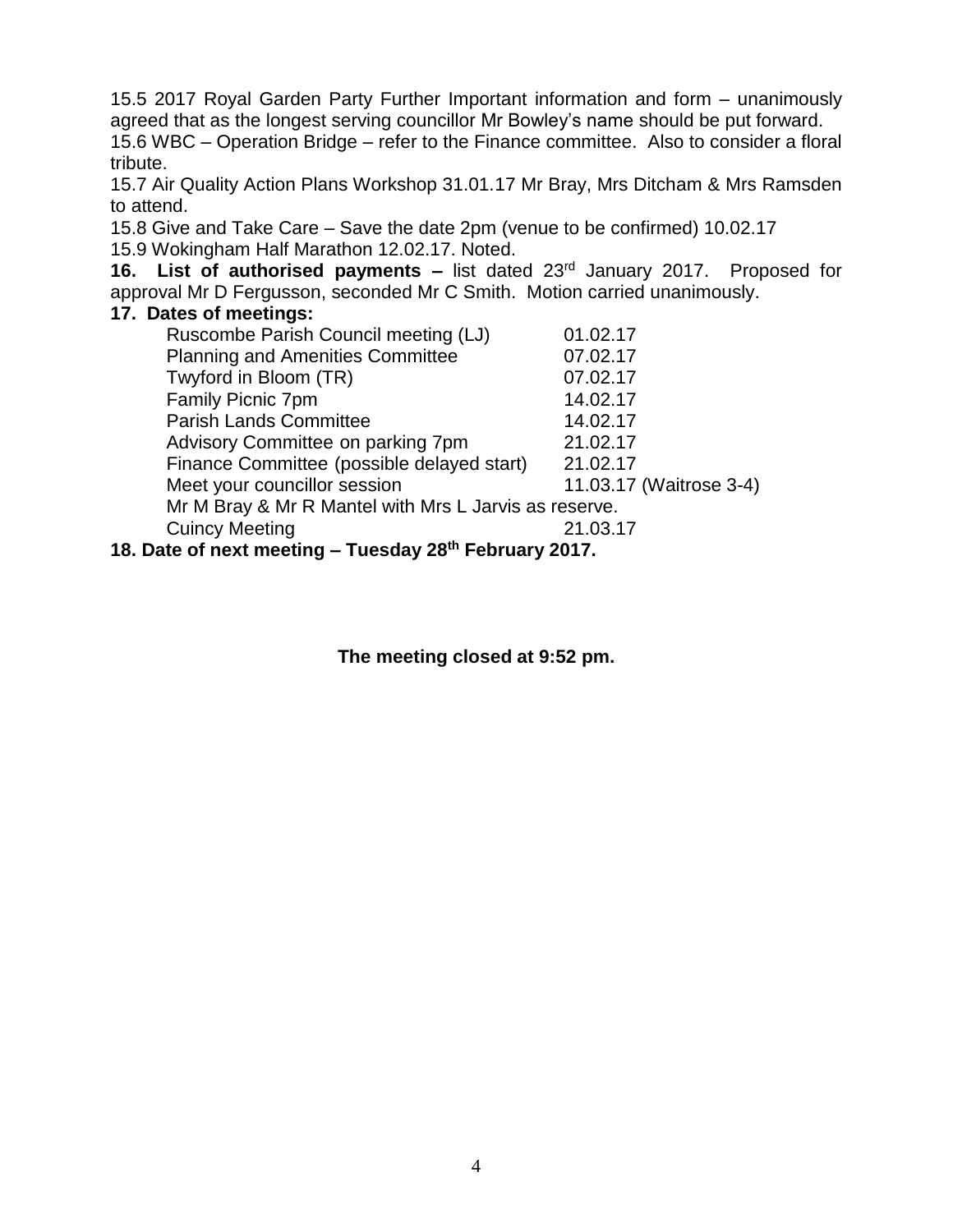15.5 2017 Royal Garden Party Further Important information and form – unanimously agreed that as the longest serving councillor Mr Bowley's name should be put forward.

15.6 WBC – Operation Bridge – refer to the Finance committee. Also to consider a floral tribute.

15.7 Air Quality Action Plans Workshop 31.01.17 Mr Bray, Mrs Ditcham & Mrs Ramsden to attend.

15.8 Give and Take Care – Save the date 2pm (venue to be confirmed) 10.02.17

15.9 Wokingham Half Marathon 12.02.17. Noted.

**16. List of authorised payments –** list dated 23rd January 2017. Proposed for approval Mr D Fergusson, seconded Mr C Smith. Motion carried unanimously.

**17. Dates of meetings:**

| | |
|---|---|
| Ruscombe Parish Council meeting (LJ) | 01.02.17 |
| Planning and Amenities Committee | 07.02.17 |
| Twyford in Bloom (TR) | 07.02.17 |
| Family Picnic 7pm | 14.02.17 |
| Parish Lands Committee | 14.02.17 |
| Advisory Committee on parking 7pm | 21.02.17 |
| Finance Committee (possible delayed start) | 21.02.17 |
| Meet your councillor session | 11.03.17 (Waitrose 3-4) |
| Mr M Bray & Mr R Mantel with Mrs L Jarvis as reserve. | |
| Cuincy Meeting | 21.03.17 |

**18. Date of next meeting – Tuesday 28th February 2017.**

**The meeting closed at 9:52 pm.**